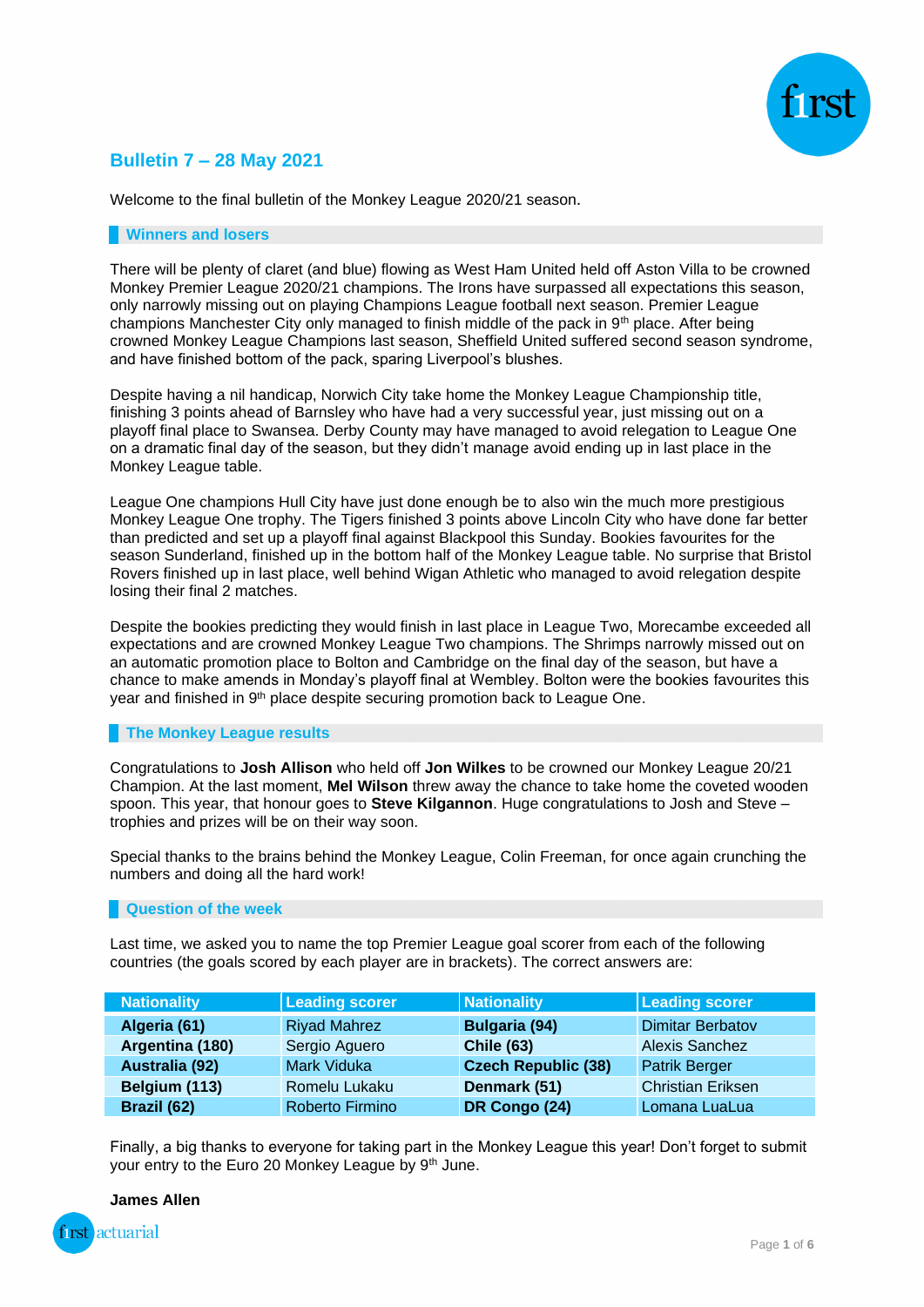## Bulletin 7 – 28 May 2021

Welcome to the final bulletin of the Monkey League 2020/21 season.

### Winners and losers

There will be plenty of claret (and blue) flowing as West Ham United held off Aston Villa to be crowned Monkey Premier League 2020/21 champions. The Irons have surpassed all expectations this season, only narrowly missing out on playing Champions League football next season. Premier League champions Manchester City only managed to finish middle of the pack in 9th place. After being crowned Monkey League Champions last season, Sheffield United suffered second season syndrome, and have finished bottom of the pack, sparing Liverpool's blushes.

Despite having a nil handicap, Norwich City take home the Monkey League Championship title, finishing 3 points ahead of Barnsley who have had a very successful year, just missing out on a playoff final place to Swansea. Derby County may have managed to avoid relegation to League One on a dramatic final day of the season, but they didn't manage avoid ending up in last place in the Monkey League table.

League One champions Hull City have just done enough be to also win the much more prestigious Monkey League One trophy. The Tigers finished 3 points above Lincoln City who have done far better than predicted and set up a playoff final against Blackpool this Sunday. Bookies favourites for the season Sunderland, finished up in the bottom half of the Monkey League table. No surprise that Bristol Rovers finished up in last place, well behind Wigan Athletic who managed to avoid relegation despite losing their final 2 matches.

Despite the bookies predicting they would finish in last place in League Two, Morecambe exceeded all expectations and are crowned Monkey League Two champions. The Shrimps narrowly missed out on an automatic promotion place to Bolton and Cambridge on the final day of the season, but have a chance to make amends in Monday's playoff final at Wembley. Bolton were the bookies favourites this year and finished in 9th place despite securing promotion back to League One.

### The Monkey League results

Congratulations to **Josh Allison** who held off **Jon Wilkes** to be crowned our Monkey League 20/21 Champion. At the last moment, **Mel Wilson** threw away the chance to take home the coveted wooden spoon. This year, that honour goes to **Steve Kilgannon**. Huge congratulations to Josh and Steve – trophies and prizes will be on their way soon.

Special thanks to the brains behind the Monkey League, Colin Freeman, for once again crunching the numbers and doing all the hard work!

### Question of the week

Last time, we asked you to name the top Premier League goal scorer from each of the following countries (the goals scored by each player are in brackets). The correct answers are:

| Nationality | Leading scorer | Nationality | Leading scorer |
|---|---|---|---|
| **Algeria (61)** | Riyad Mahrez | **Bulgaria (94)** | Dimitar Berbatov |
| **Argentina (180)** | Sergio Aguero | **Chile (63)** | Alexis Sanchez |
| **Australia (92)** | Mark Viduka | **Czech Republic (38)** | Patrik Berger |
| **Belgium (113)** | Romelu Lukaku | **Denmark (51)** | Christian Eriksen |
| **Brazil (62)** | Roberto Firmino | **DR Congo (24)** | Lomana LuaLua |

Finally, a big thanks to everyone for taking part in the Monkey League this year! Don't forget to submit your entry to the Euro 20 Monkey League by 9th June.

**James Allen**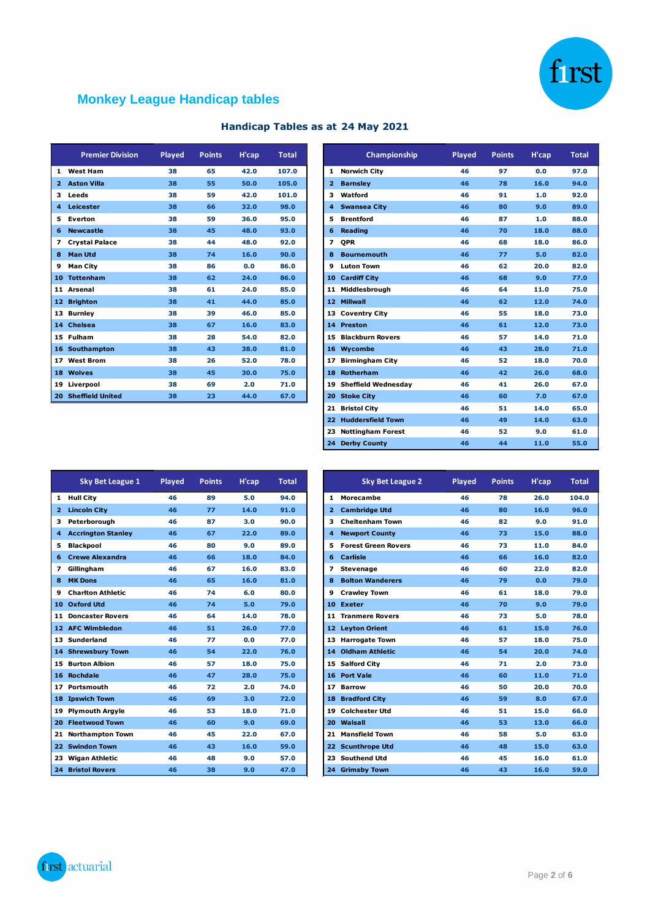## Monkey League Handicap tables

### Handicap Tables as at 24 May 2021

| | Premier Division | Played | Points | H'cap | Total |
|---|---|---|---|---|---|
| 1 | West Ham | 38 | 65 | 42.0 | 107.0 |
| 2 | Aston Villa | 38 | 55 | 50.0 | 105.0 |
| 3 | Leeds | 38 | 59 | 42.0 | 101.0 |
| 4 | Leicester | 38 | 66 | 32.0 | 98.0 |
| 5 | Everton | 38 | 59 | 36.0 | 95.0 |
| 6 | Newcastle | 38 | 45 | 48.0 | 93.0 |
| 7 | Crystal Palace | 38 | 44 | 48.0 | 92.0 |
| 8 | Man Utd | 38 | 74 | 16.0 | 90.0 |
| 9 | Man City | 38 | 86 | 0.0 | 86.0 |
| 10 | Tottenham | 38 | 62 | 24.0 | 86.0 |
| 11 | Arsenal | 38 | 61 | 24.0 | 85.0 |
| 12 | Brighton | 38 | 41 | 44.0 | 85.0 |
| 13 | Burnley | 38 | 39 | 46.0 | 85.0 |
| 14 | Chelsea | 38 | 67 | 16.0 | 83.0 |
| 15 | Fulham | 38 | 28 | 54.0 | 82.0 |
| 16 | Southampton | 38 | 43 | 38.0 | 81.0 |
| 17 | West Brom | 38 | 26 | 52.0 | 78.0 |
| 18 | Wolves | 38 | 45 | 30.0 | 75.0 |
| 19 | Liverpool | 38 | 69 | 2.0 | 71.0 |
| 20 | Sheffield United | 38 | 23 | 44.0 | 67.0 |

| | Championship | Played | Points | H'cap | Total |
|---|---|---|---|---|---|
| 1 | Norwich City | 46 | 97 | 0.0 | 97.0 |
| 2 | Barnsley | 46 | 78 | 16.0 | 94.0 |
| 3 | Watford | 46 | 91 | 1.0 | 92.0 |
| 4 | Swansea City | 46 | 80 | 9.0 | 89.0 |
| 5 | Brentford | 46 | 87 | 1.0 | 88.0 |
| 6 | Reading | 46 | 70 | 18.0 | 88.0 |
| 7 | QPR | 46 | 68 | 18.0 | 86.0 |
| 8 | Bournemouth | 46 | 77 | 5.0 | 82.0 |
| 9 | Luton Town | 46 | 62 | 20.0 | 82.0 |
| 10 | Cardiff City | 46 | 68 | 9.0 | 77.0 |
| 11 | Middlesbrough | 46 | 64 | 11.0 | 75.0 |
| 12 | Millwall | 46 | 62 | 12.0 | 74.0 |
| 13 | Coventry City | 46 | 55 | 18.0 | 73.0 |
| 14 | Preston | 46 | 61 | 12.0 | 73.0 |
| 15 | Blackburn Rovers | 46 | 57 | 14.0 | 71.0 |
| 16 | Wycombe | 46 | 43 | 28.0 | 71.0 |
| 17 | Birmingham City | 46 | 52 | 18.0 | 70.0 |
| 18 | Rotherham | 46 | 42 | 26.0 | 68.0 |
| 19 | Sheffield Wednesday | 46 | 41 | 26.0 | 67.0 |
| 20 | Stoke City | 46 | 60 | 7.0 | 67.0 |
| 21 | Bristol City | 46 | 51 | 14.0 | 65.0 |
| 22 | Huddersfield Town | 46 | 49 | 14.0 | 63.0 |
| 23 | Nottingham Forest | 46 | 52 | 9.0 | 61.0 |
| 24 | Derby County | 46 | 44 | 11.0 | 55.0 |

| | Sky Bet League 1 | Played | Points | H'cap | Total |
|---|---|---|---|---|---|
| 1 | Hull City | 46 | 89 | 5.0 | 94.0 |
| 2 | Lincoln City | 46 | 77 | 14.0 | 91.0 |
| 3 | Peterborough | 46 | 87 | 3.0 | 90.0 |
| 4 | Accrington Stanley | 46 | 67 | 22.0 | 89.0 |
| 5 | Blackpool | 46 | 80 | 9.0 | 89.0 |
| 6 | Crewe Alexandra | 46 | 66 | 18.0 | 84.0 |
| 7 | Gillingham | 46 | 67 | 16.0 | 83.0 |
| 8 | MK Dons | 46 | 65 | 16.0 | 81.0 |
| 9 | Charlton Athletic | 46 | 74 | 6.0 | 80.0 |
| 10 | Oxford Utd | 46 | 74 | 5.0 | 79.0 |
| 11 | Doncaster Rovers | 46 | 64 | 14.0 | 78.0 |
| 12 | AFC Wimbledon | 46 | 51 | 26.0 | 77.0 |
| 13 | Sunderland | 46 | 77 | 0.0 | 77.0 |
| 14 | Shrewsbury Town | 46 | 54 | 22.0 | 76.0 |
| 15 | Burton Albion | 46 | 57 | 18.0 | 75.0 |
| 16 | Rochdale | 46 | 47 | 28.0 | 75.0 |
| 17 | Portsmouth | 46 | 72 | 2.0 | 74.0 |
| 18 | Ipswich Town | 46 | 69 | 3.0 | 72.0 |
| 19 | Plymouth Argyle | 46 | 53 | 18.0 | 71.0 |
| 20 | Fleetwood Town | 46 | 60 | 9.0 | 69.0 |
| 21 | Northampton Town | 46 | 45 | 22.0 | 67.0 |
| 22 | Swindon Town | 46 | 43 | 16.0 | 59.0 |
| 23 | Wigan Athletic | 46 | 48 | 9.0 | 57.0 |
| 24 | Bristol Rovers | 46 | 38 | 9.0 | 47.0 |

| | Sky Bet League 2 | Played | Points | H'cap | Total |
|---|---|---|---|---|---|
| 1 | Morecambe | 46 | 78 | 26.0 | 104.0 |
| 2 | Cambridge Utd | 46 | 80 | 16.0 | 96.0 |
| 3 | Cheltenham Town | 46 | 82 | 9.0 | 91.0 |
| 4 | Newport County | 46 | 73 | 15.0 | 88.0 |
| 5 | Forest Green Rovers | 46 | 73 | 11.0 | 84.0 |
| 6 | Carlisle | 46 | 66 | 16.0 | 82.0 |
| 7 | Stevenage | 46 | 60 | 22.0 | 82.0 |
| 8 | Bolton Wanderers | 46 | 79 | 0.0 | 79.0 |
| 9 | Crawley Town | 46 | 61 | 18.0 | 79.0 |
| 10 | Exeter | 46 | 70 | 9.0 | 79.0 |
| 11 | Tranmere Rovers | 46 | 73 | 5.0 | 78.0 |
| 12 | Leyton Orient | 46 | 61 | 15.0 | 76.0 |
| 13 | Harrogate Town | 46 | 57 | 18.0 | 75.0 |
| 14 | Oldham Athletic | 46 | 54 | 20.0 | 74.0 |
| 15 | Salford City | 46 | 71 | 2.0 | 73.0 |
| 16 | Port Vale | 46 | 60 | 11.0 | 71.0 |
| 17 | Barrow | 46 | 50 | 20.0 | 70.0 |
| 18 | Bradford City | 46 | 59 | 8.0 | 67.0 |
| 19 | Colchester Utd | 46 | 51 | 15.0 | 66.0 |
| 20 | Walsall | 46 | 53 | 13.0 | 66.0 |
| 21 | Mansfield Town | 46 | 58 | 5.0 | 63.0 |
| 22 | Scunthrope Utd | 46 | 48 | 15.0 | 63.0 |
| 23 | Southend Utd | 46 | 45 | 16.0 | 61.0 |
| 24 | Grimsby Town | 46 | 43 | 16.0 | 59.0 |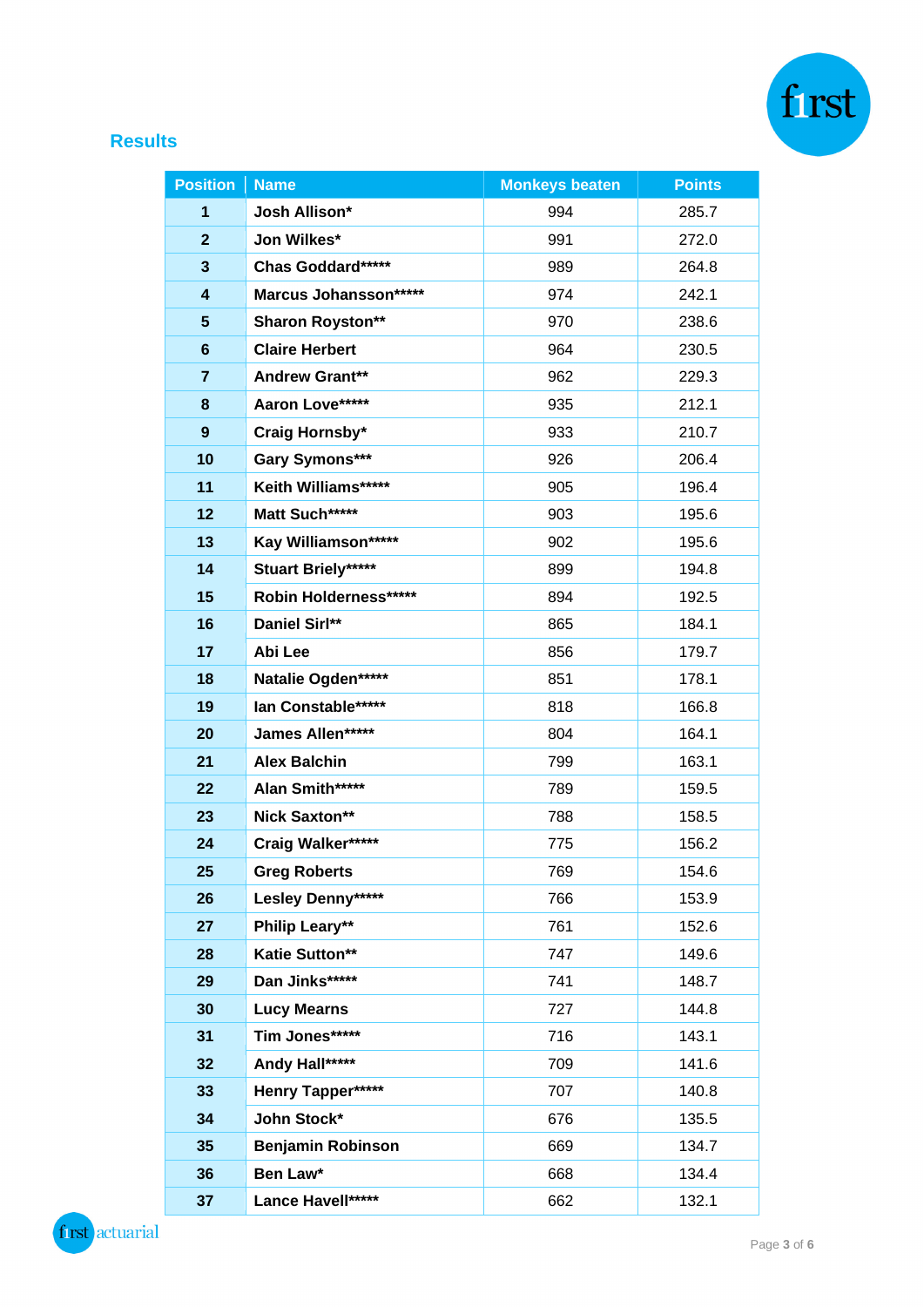## Results

| Position | Name | Monkeys beaten | Points |
|---|---|---|---|
| 1 | Josh Allison* | 994 | 285.7 |
| 2 | Jon Wilkes* | 991 | 272.0 |
| 3 | Chas Goddard***** | 989 | 264.8 |
| 4 | Marcus Johansson***** | 974 | 242.1 |
| 5 | Sharon Royston** | 970 | 238.6 |
| 6 | Claire Herbert | 964 | 230.5 |
| 7 | Andrew Grant** | 962 | 229.3 |
| 8 | Aaron Love***** | 935 | 212.1 |
| 9 | Craig Hornsby* | 933 | 210.7 |
| 10 | Gary Symons*** | 926 | 206.4 |
| 11 | Keith Williams***** | 905 | 196.4 |
| 12 | Matt Such***** | 903 | 195.6 |
| 13 | Kay Williamson***** | 902 | 195.6 |
| 14 | Stuart Briely***** | 899 | 194.8 |
| 15 | Robin Holderness***** | 894 | 192.5 |
| 16 | Daniel Sirl** | 865 | 184.1 |
| 17 | Abi Lee | 856 | 179.7 |
| 18 | Natalie Ogden***** | 851 | 178.1 |
| 19 | Ian Constable***** | 818 | 166.8 |
| 20 | James Allen***** | 804 | 164.1 |
| 21 | Alex Balchin | 799 | 163.1 |
| 22 | Alan Smith***** | 789 | 159.5 |
| 23 | Nick Saxton** | 788 | 158.5 |
| 24 | Craig Walker***** | 775 | 156.2 |
| 25 | Greg Roberts | 769 | 154.6 |
| 26 | Lesley Denny***** | 766 | 153.9 |
| 27 | Philip Leary** | 761 | 152.6 |
| 28 | Katie Sutton** | 747 | 149.6 |
| 29 | Dan Jinks***** | 741 | 148.7 |
| 30 | Lucy Mearns | 727 | 144.8 |
| 31 | Tim Jones***** | 716 | 143.1 |
| 32 | Andy Hall***** | 709 | 141.6 |
| 33 | Henry Tapper***** | 707 | 140.8 |
| 34 | John Stock* | 676 | 135.5 |
| 35 | Benjamin Robinson | 669 | 134.7 |
| 36 | Ben Law* | 668 | 134.4 |
| 37 | Lance Havell***** | 662 | 132.1 |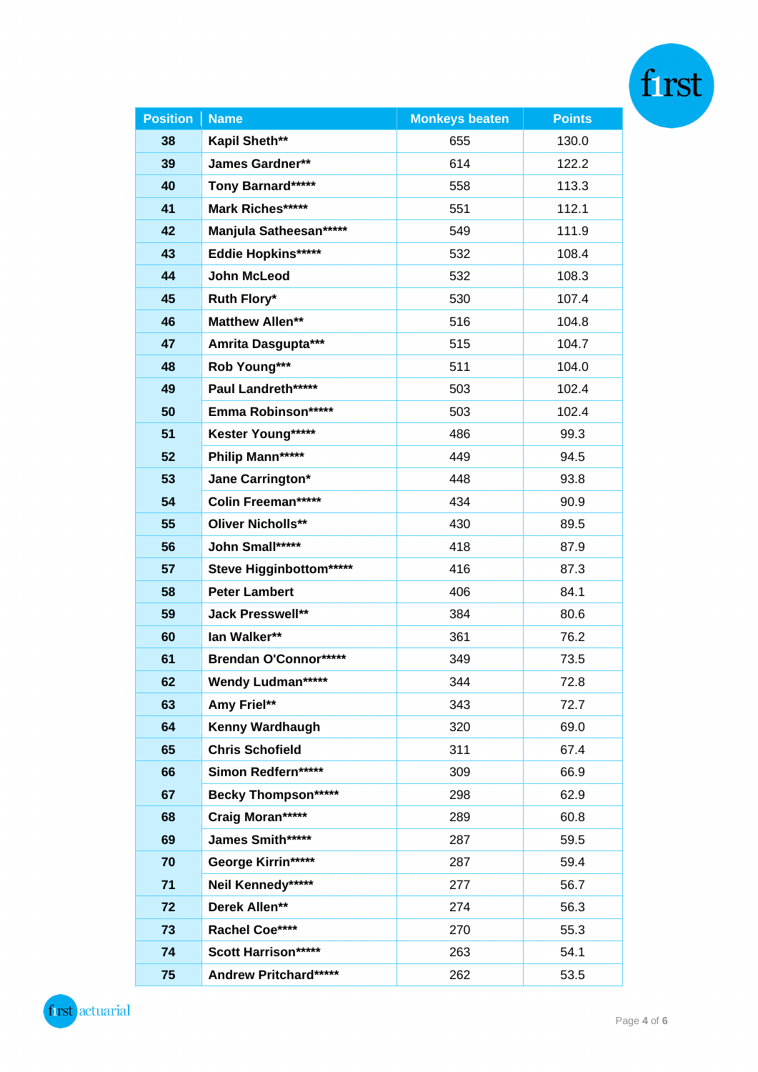| Position | Name | Monkeys beaten | Points |
|---|---|---|---|
| 38 | Kapil Sheth** | 655 | 130.0 |
| 39 | James Gardner** | 614 | 122.2 |
| 40 | Tony Barnard***** | 558 | 113.3 |
| 41 | Mark Riches***** | 551 | 112.1 |
| 42 | Manjula Satheesan***** | 549 | 111.9 |
| 43 | Eddie Hopkins***** | 532 | 108.4 |
| 44 | John McLeod | 532 | 108.3 |
| 45 | Ruth Flory* | 530 | 107.4 |
| 46 | Matthew Allen** | 516 | 104.8 |
| 47 | Amrita Dasgupta*** | 515 | 104.7 |
| 48 | Rob Young*** | 511 | 104.0 |
| 49 | Paul Landreth***** | 503 | 102.4 |
| 50 | Emma Robinson***** | 503 | 102.4 |
| 51 | Kester Young***** | 486 | 99.3 |
| 52 | Philip Mann***** | 449 | 94.5 |
| 53 | Jane Carrington* | 448 | 93.8 |
| 54 | Colin Freeman***** | 434 | 90.9 |
| 55 | Oliver Nicholls** | 430 | 89.5 |
| 56 | John Small***** | 418 | 87.9 |
| 57 | Steve Higginbottom***** | 416 | 87.3 |
| 58 | Peter Lambert | 406 | 84.1 |
| 59 | Jack Presswell** | 384 | 80.6 |
| 60 | Ian Walker** | 361 | 76.2 |
| 61 | Brendan O'Connor***** | 349 | 73.5 |
| 62 | Wendy Ludman***** | 344 | 72.8 |
| 63 | Amy Friel** | 343 | 72.7 |
| 64 | Kenny Wardhaugh | 320 | 69.0 |
| 65 | Chris Schofield | 311 | 67.4 |
| 66 | Simon Redfern***** | 309 | 66.9 |
| 67 | Becky Thompson***** | 298 | 62.9 |
| 68 | Craig Moran***** | 289 | 60.8 |
| 69 | James Smith***** | 287 | 59.5 |
| 70 | George Kirrin***** | 287 | 59.4 |
| 71 | Neil Kennedy***** | 277 | 56.7 |
| 72 | Derek Allen** | 274 | 56.3 |
| 73 | Rachel Coe**** | 270 | 55.3 |
| 74 | Scott Harrison***** | 263 | 54.1 |
| 75 | Andrew Pritchard***** | 262 | 53.5 |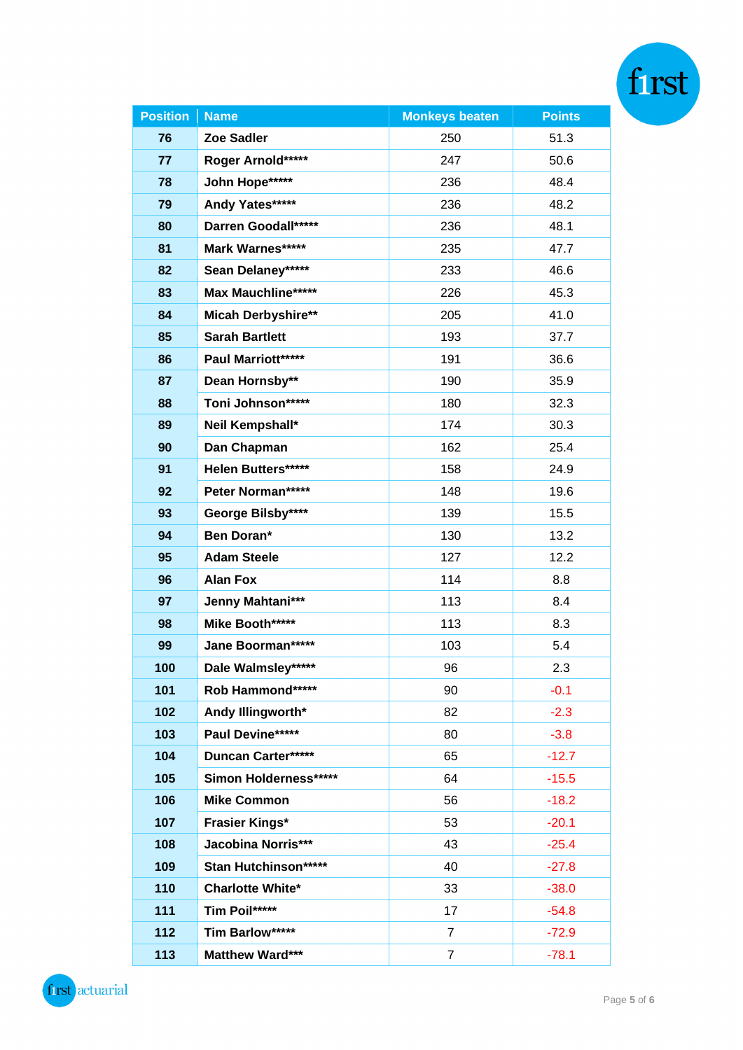| Position | Name | Monkeys beaten | Points |
|---|---|---|---|
| 76 | Zoe Sadler | 250 | 51.3 |
| 77 | Roger Arnold***** | 247 | 50.6 |
| 78 | John Hope***** | 236 | 48.4 |
| 79 | Andy Yates***** | 236 | 48.2 |
| 80 | Darren Goodall***** | 236 | 48.1 |
| 81 | Mark Warnes***** | 235 | 47.7 |
| 82 | Sean Delaney***** | 233 | 46.6 |
| 83 | Max Mauchline***** | 226 | 45.3 |
| 84 | Micah Derbyshire** | 205 | 41.0 |
| 85 | Sarah Bartlett | 193 | 37.7 |
| 86 | Paul Marriott***** | 191 | 36.6 |
| 87 | Dean Hornsby** | 190 | 35.9 |
| 88 | Toni Johnson***** | 180 | 32.3 |
| 89 | Neil Kempshall* | 174 | 30.3 |
| 90 | Dan Chapman | 162 | 25.4 |
| 91 | Helen Butters***** | 158 | 24.9 |
| 92 | Peter Norman***** | 148 | 19.6 |
| 93 | George Bilsby**** | 139 | 15.5 |
| 94 | Ben Doran* | 130 | 13.2 |
| 95 | Adam Steele | 127 | 12.2 |
| 96 | Alan Fox | 114 | 8.8 |
| 97 | Jenny Mahtani*** | 113 | 8.4 |
| 98 | Mike Booth***** | 113 | 8.3 |
| 99 | Jane Boorman***** | 103 | 5.4 |
| 100 | Dale Walmsley***** | 96 | 2.3 |
| 101 | Rob Hammond***** | 90 | -0.1 |
| 102 | Andy Illingworth* | 82 | -2.3 |
| 103 | Paul Devine***** | 80 | -3.8 |
| 104 | Duncan Carter***** | 65 | -12.7 |
| 105 | Simon Holderness***** | 64 | -15.5 |
| 106 | Mike Common | 56 | -18.2 |
| 107 | Frasier Kings* | 53 | -20.1 |
| 108 | Jacobina Norris*** | 43 | -25.4 |
| 109 | Stan Hutchinson***** | 40 | -27.8 |
| 110 | Charlotte White* | 33 | -38.0 |
| 111 | Tim Poil***** | 17 | -54.8 |
| 112 | Tim Barlow***** | 7 | -72.9 |
| 113 | Matthew Ward*** | 7 | -78.1 |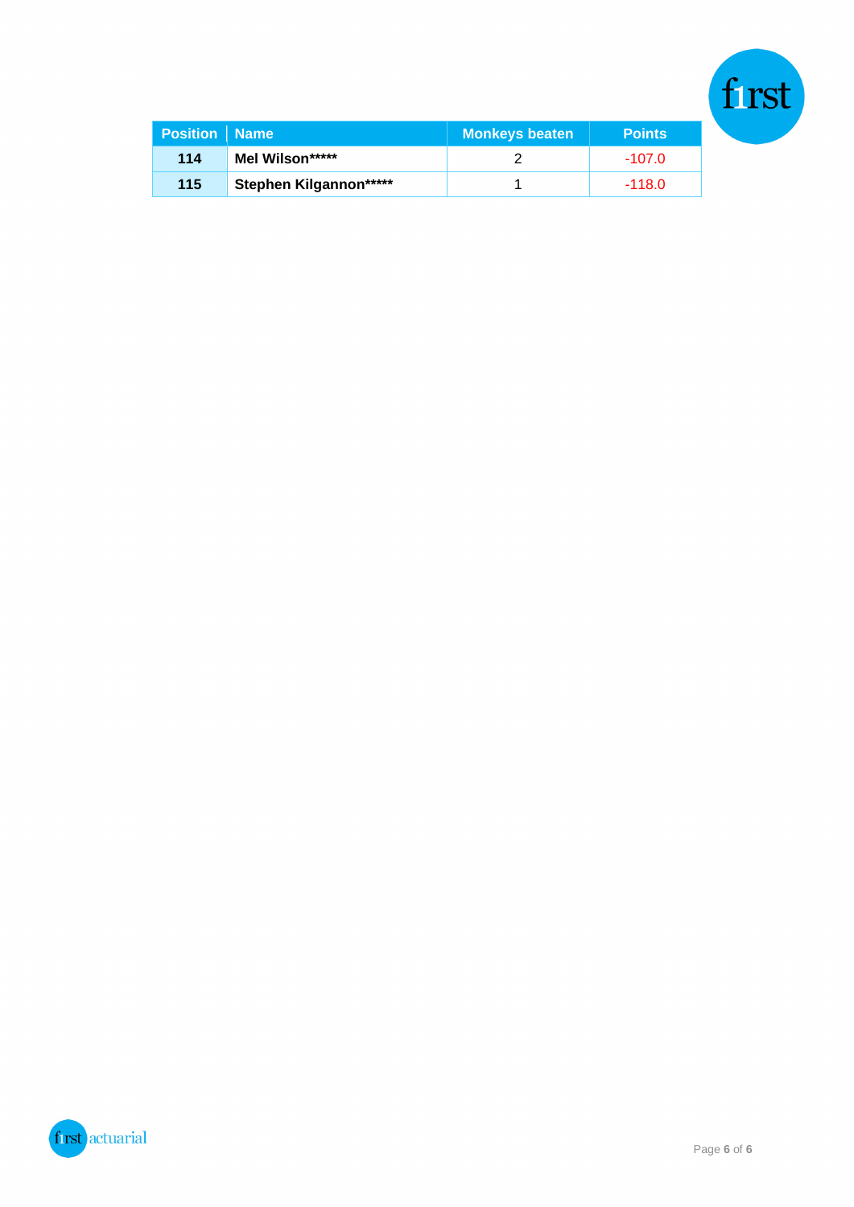| Position | Name | Monkeys beaten | Points |
|---|---|---|---|
| **114** | **Mel Wilson*** ** | 2 | -107.0 |
| **115** | **Stephen Kilgannon*** ** | 1 | -118.0 |